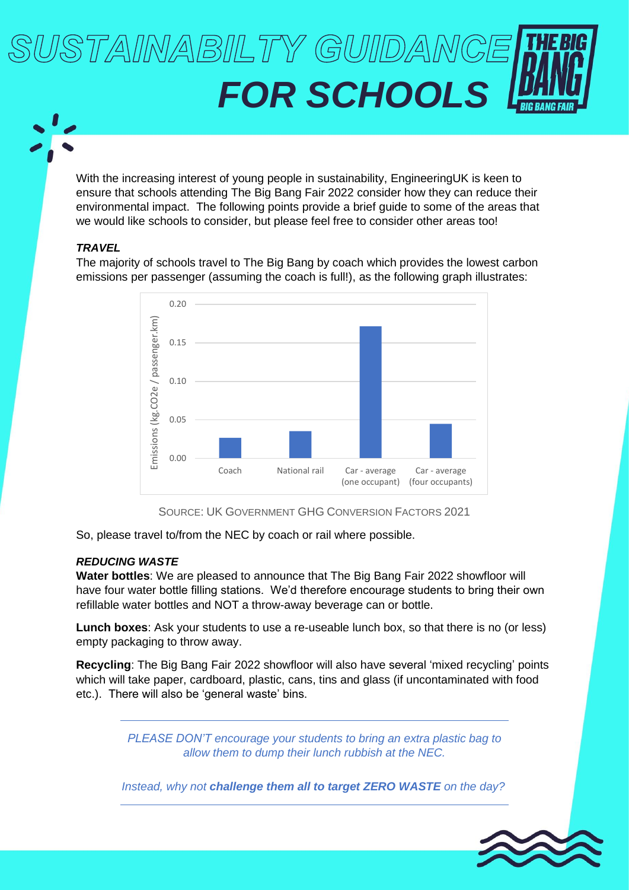# SUSTAINABILTY GUIDANCE FOR SCHOOLS

With the increasing interest of young people in sustainability, EngineeringUK is keen to ensure that schools attending The Big Bang Fair 2022 consider how they can reduce their environmental impact. The following points provide a brief guide to some of the areas that we would like schools to consider, but please feel free to consider other areas too!

### *TRAVEL*

The majority of schools travel to The Big Bang by coach which provides the lowest carbon emissions per passenger (assuming the coach is full!), as the following graph illustrates:

| | Emissions (kg.CO2e / passenger.km) |
|---|---|
| Coach | ~0.027 |
| National rail | ~0.035 |
| Car - average (one occupant) | ~0.171 |
| Car - average (four occupants) | ~0.044 |

SOURCE: UK GOVERNMENT GHG CONVERSION FACTORS 2021

So, please travel to/from the NEC by coach or rail where possible.

### *REDUCING WASTE*

**Water bottles**: We are pleased to announce that The Big Bang Fair 2022 showfloor will have four water bottle filling stations. We'd therefore encourage students to bring their own refillable water bottles and NOT a throw-away beverage can or bottle.

**Lunch boxes**: Ask your students to use a re-useable lunch box, so that there is no (or less) empty packaging to throw away.

**Recycling**: The Big Bang Fair 2022 showfloor will also have several 'mixed recycling' points which will take paper, cardboard, plastic, cans, tins and glass (if uncontaminated with food etc.). There will also be 'general waste' bins.

---

*PLEASE DON'T encourage your students to bring an extra plastic bag to allow them to dump their lunch rubbish at the NEC.*

*Instead, why not* ***challenge them all to target ZERO WASTE*** *on the day?*

---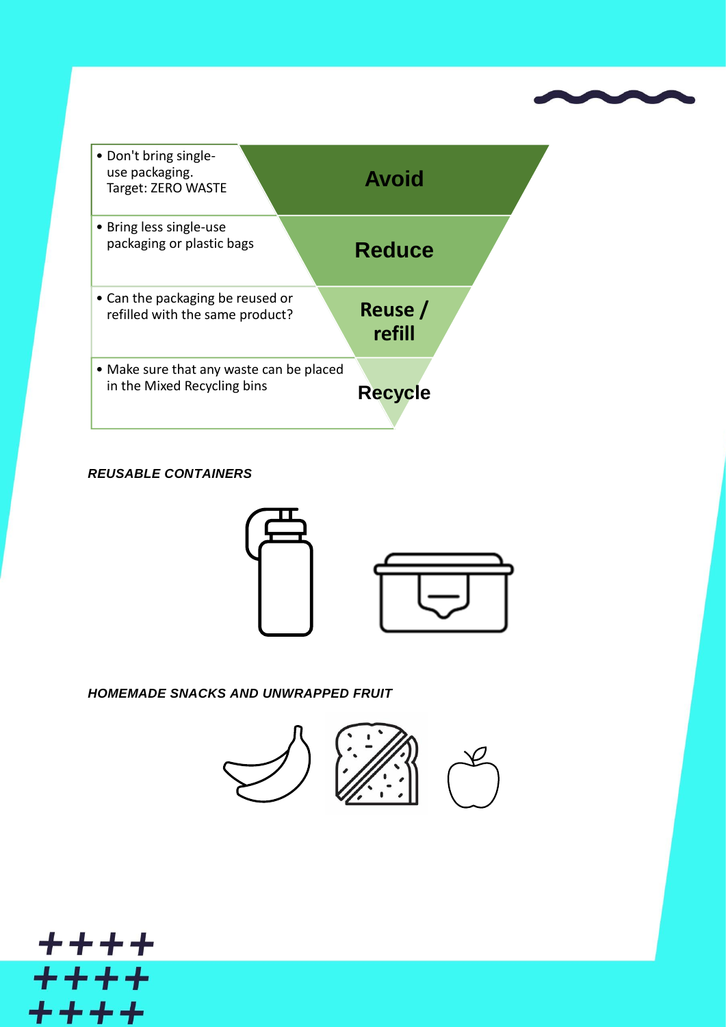| | |
| --- | --- |
| Don't bring single-use packaging. Target: ZERO WASTE | **Avoid** |
| Bring less single-use packaging or plastic bags | **Reduce** |
| Can the packaging be reused or refilled with the same product? | **Reuse / refill** |
| Make sure that any waste can be placed in the Mixed Recycling bins | **Recycle** |

***REUSABLE CONTAINERS***

***HOMEMADE SNACKS AND UNWRAPPED FRUIT***